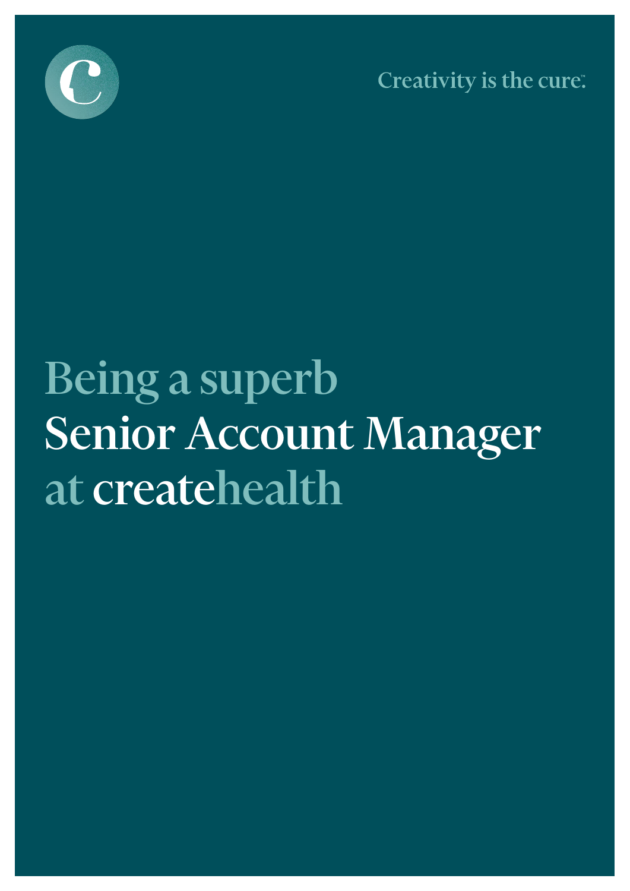Creativity is the cure.™

# Being a superb Senior Account Manager at createhealth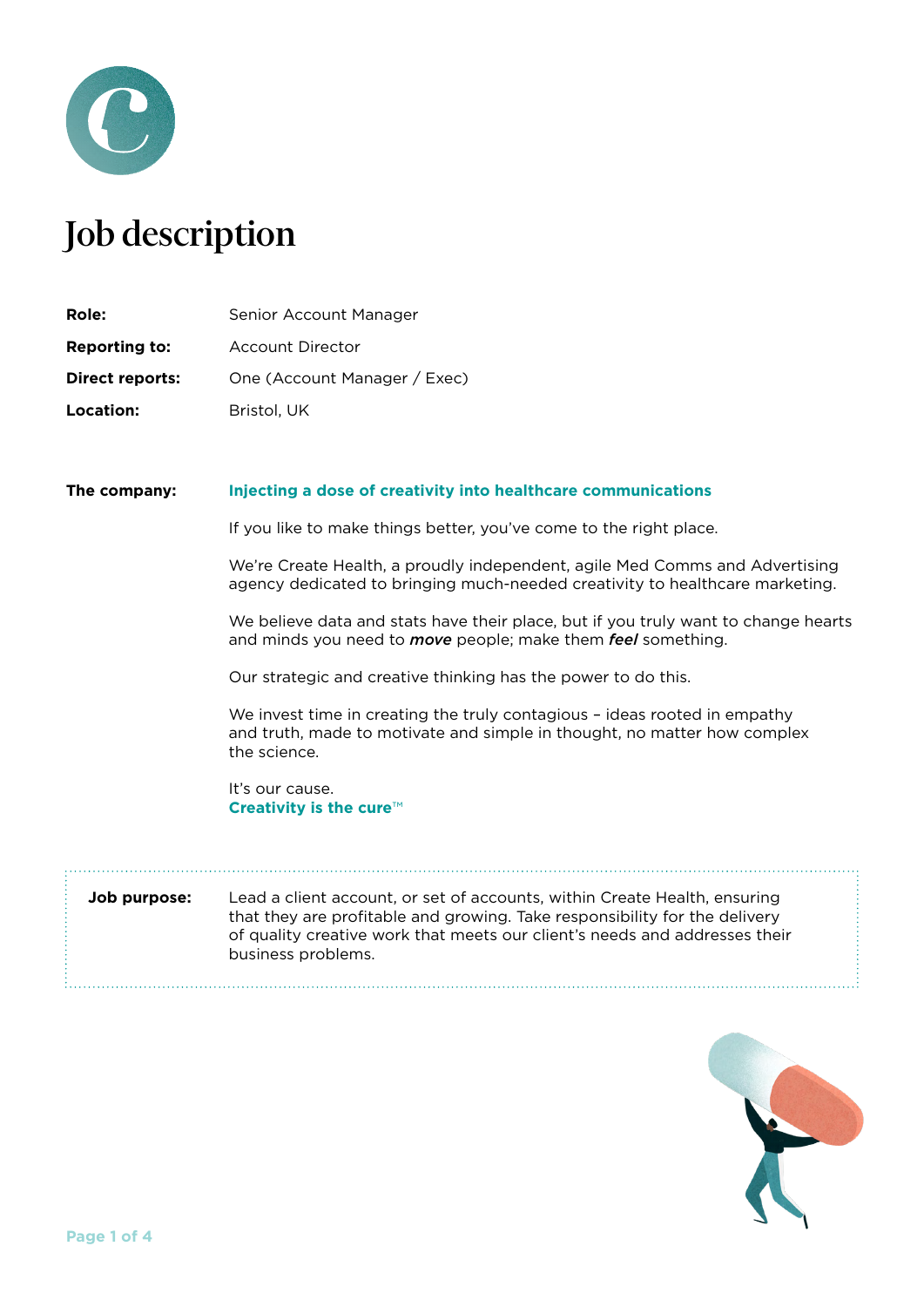# Job description

**Role:** Senior Account Manager

**Reporting to:** Account Director

**Direct reports:** One (Account Manager / Exec)

**Location:** Bristol, UK

**The company:** **Injecting a dose of creativity into healthcare communications**

If you like to make things better, you've come to the right place.

We're Create Health, a proudly independent, agile Med Comms and Advertising agency dedicated to bringing much-needed creativity to healthcare marketing.

We believe data and stats have their place, but if you truly want to change hearts and minds you need to ***move*** people; make them ***feel*** something.

Our strategic and creative thinking has the power to do this.

We invest time in creating the truly contagious – ideas rooted in empathy and truth, made to motivate and simple in thought, no matter how complex the science.

It's our cause.
**Creativity is the cure™**

**Job purpose:** Lead a client account, or set of accounts, within Create Health, ensuring that they are profitable and growing. Take responsibility for the delivery of quality creative work that meets our client's needs and addresses their business problems.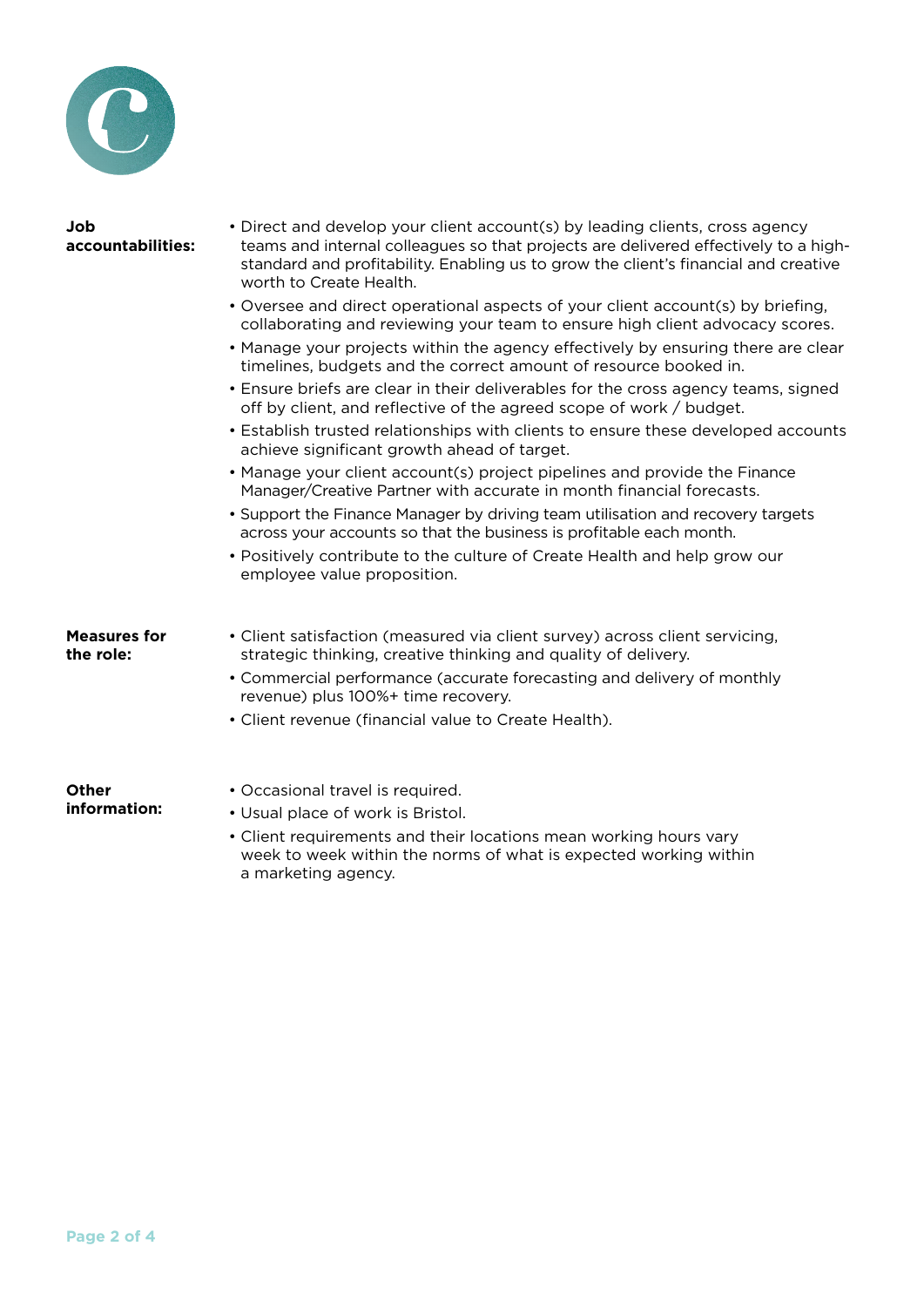**Job accountabilities:**

- Direct and develop your client account(s) by leading clients, cross agency teams and internal colleagues so that projects are delivered effectively to a high-standard and profitability. Enabling us to grow the client's financial and creative worth to Create Health.
- Oversee and direct operational aspects of your client account(s) by briefing, collaborating and reviewing your team to ensure high client advocacy scores.
- Manage your projects within the agency effectively by ensuring there are clear timelines, budgets and the correct amount of resource booked in.
- Ensure briefs are clear in their deliverables for the cross agency teams, signed off by client, and reflective of the agreed scope of work / budget.
- Establish trusted relationships with clients to ensure these developed accounts achieve significant growth ahead of target.
- Manage your client account(s) project pipelines and provide the Finance Manager/Creative Partner with accurate in month financial forecasts.
- Support the Finance Manager by driving team utilisation and recovery targets across your accounts so that the business is profitable each month.
- Positively contribute to the culture of Create Health and help grow our employee value proposition.

**Measures for the role:**

- Client satisfaction (measured via client survey) across client servicing, strategic thinking, creative thinking and quality of delivery.
- Commercial performance (accurate forecasting and delivery of monthly revenue) plus 100%+ time recovery.
- Client revenue (financial value to Create Health).

**Other information:**

- Occasional travel is required.
- Usual place of work is Bristol.
- Client requirements and their locations mean working hours vary week to week within the norms of what is expected working within a marketing agency.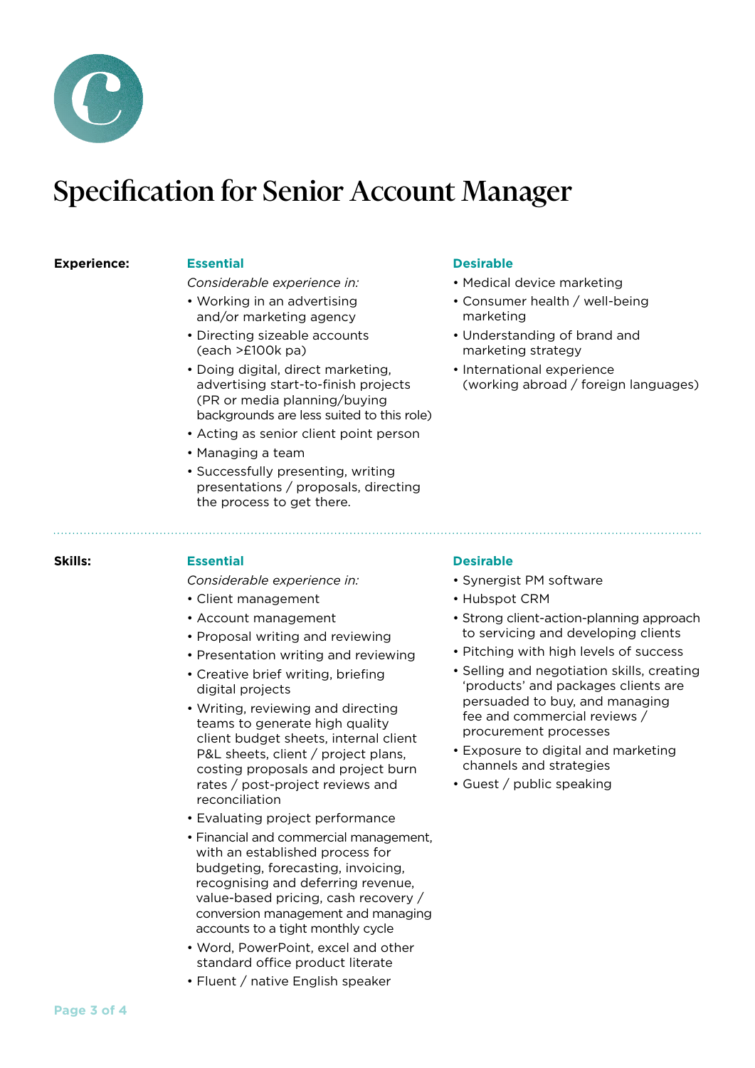# Specification for Senior Account Manager

## Experience:

### Essential

*Considerable experience in:*

- Working in an advertising and/or marketing agency
- Directing sizeable accounts (each >£100k pa)
- Doing digital, direct marketing, advertising start-to-finish projects (PR or media planning/buying backgrounds are less suited to this role)
- Acting as senior client point person
- Managing a team
- Successfully presenting, writing presentations / proposals, directing the process to get there.

### Desirable

- Medical device marketing
- Consumer health / well-being marketing
- Understanding of brand and marketing strategy
- International experience (working abroad / foreign languages)

## Skills:

### Essential

*Considerable experience in:*

- Client management
- Account management
- Proposal writing and reviewing
- Presentation writing and reviewing
- Creative brief writing, briefing digital projects
- Writing, reviewing and directing teams to generate high quality client budget sheets, internal client P&L sheets, client / project plans, costing proposals and project burn rates / post-project reviews and reconciliation
- Evaluating project performance
- Financial and commercial management, with an established process for budgeting, forecasting, invoicing, recognising and deferring revenue, value-based pricing, cash recovery / conversion management and managing accounts to a tight monthly cycle
- Word, PowerPoint, excel and other standard office product literate
- Fluent / native English speaker

### Desirable

- Synergist PM software
- Hubspot CRM
- Strong client-action-planning approach to servicing and developing clients
- Pitching with high levels of success
- Selling and negotiation skills, creating 'products' and packages clients are persuaded to buy, and managing fee and commercial reviews / procurement processes
- Exposure to digital and marketing channels and strategies
- Guest / public speaking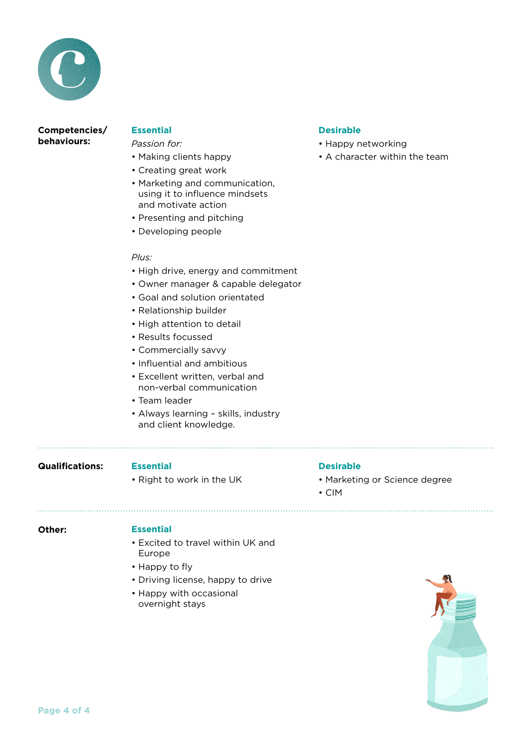**Competencies/ behaviours:**

**Essential**

*Passion for:*

- Making clients happy
- Creating great work
- Marketing and communication, using it to influence mindsets and motivate action
- Presenting and pitching
- Developing people

*Plus:*

- High drive, energy and commitment
- Owner manager & capable delegator
- Goal and solution orientated
- Relationship builder
- High attention to detail
- Results focussed
- Commercially savvy
- Influential and ambitious
- Excellent written, verbal and non-verbal communication
- Team leader
- Always learning – skills, industry and client knowledge.

**Desirable**

- Happy networking
- A character within the team

---

**Qualifications:**

**Essential**

- Right to work in the UK

**Desirable**

- Marketing or Science degree
- CIM

---

**Other:**

**Essential**

- Excited to travel within UK and Europe
- Happy to fly
- Driving license, happy to drive
- Happy with occasional overnight stays